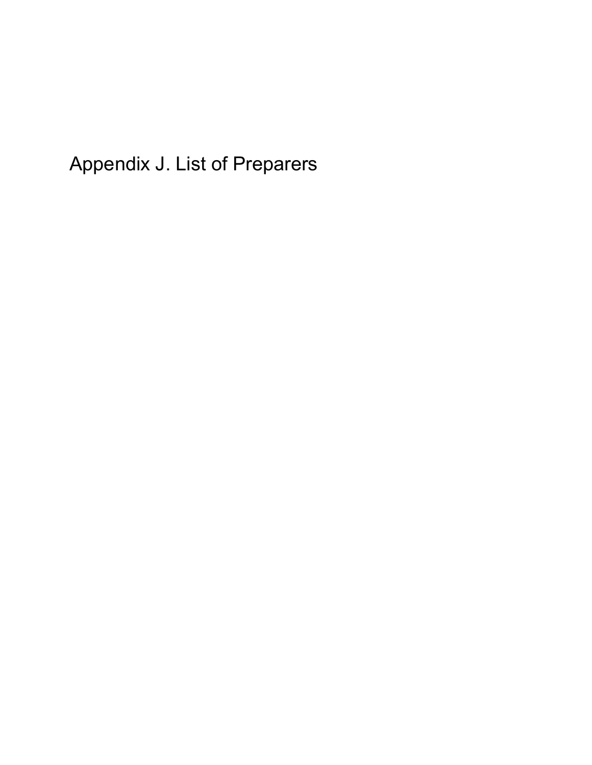# Appendix J. List of Preparers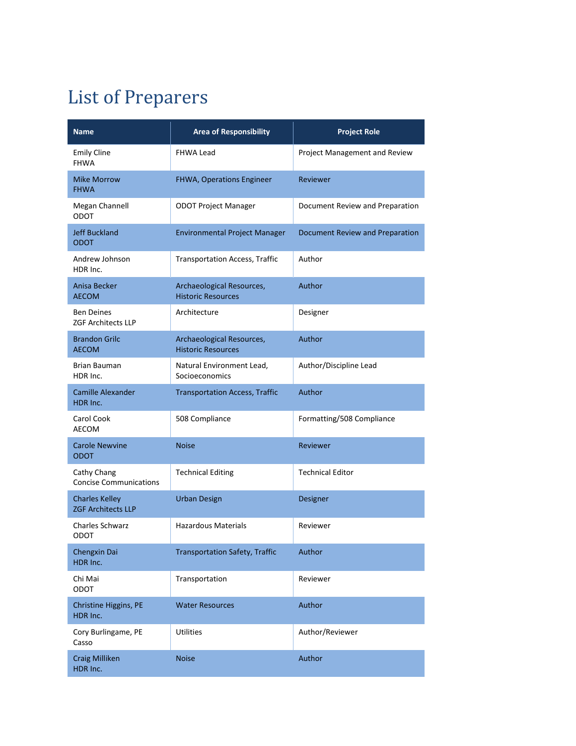# List of Preparers

| Name | Area of Responsibility | Project Role |
| --- | --- | --- |
| Emily Cline<br>FHWA | FHWA Lead | Project Management and Review |
| Mike Morrow<br>FHWA | FHWA, Operations Engineer | Reviewer |
| Megan Channell<br>ODOT | ODOT Project Manager | Document Review and Preparation |
| Jeff Buckland<br>ODOT | Environmental Project Manager | Document Review and Preparation |
| Andrew Johnson<br>HDR Inc. | Transportation Access, Traffic | Author |
| Anisa Becker<br>AECOM | Archaeological Resources, Historic Resources | Author |
| Ben Deines<br>ZGF Architects LLP | Architecture | Designer |
| Brandon Grilc<br>AECOM | Archaeological Resources, Historic Resources | Author |
| Brian Bauman<br>HDR Inc. | Natural Environment Lead, Socioeconomics | Author/Discipline Lead |
| Camille Alexander<br>HDR Inc. | Transportation Access, Traffic | Author |
| Carol Cook<br>AECOM | 508 Compliance | Formatting/508 Compliance |
| Carole Newvine<br>ODOT | Noise | Reviewer |
| Cathy Chang<br>Concise Communications | Technical Editing | Technical Editor |
| Charles Kelley<br>ZGF Architects LLP | Urban Design | Designer |
| Charles Schwarz<br>ODOT | Hazardous Materials | Reviewer |
| Chengxin Dai<br>HDR Inc. | Transportation Safety, Traffic | Author |
| Chi Mai<br>ODOT | Transportation | Reviewer |
| Christine Higgins, PE<br>HDR Inc. | Water Resources | Author |
| Cory Burlingame, PE<br>Casso | Utilities | Author/Reviewer |
| Craig Milliken<br>HDR Inc. | Noise | Author |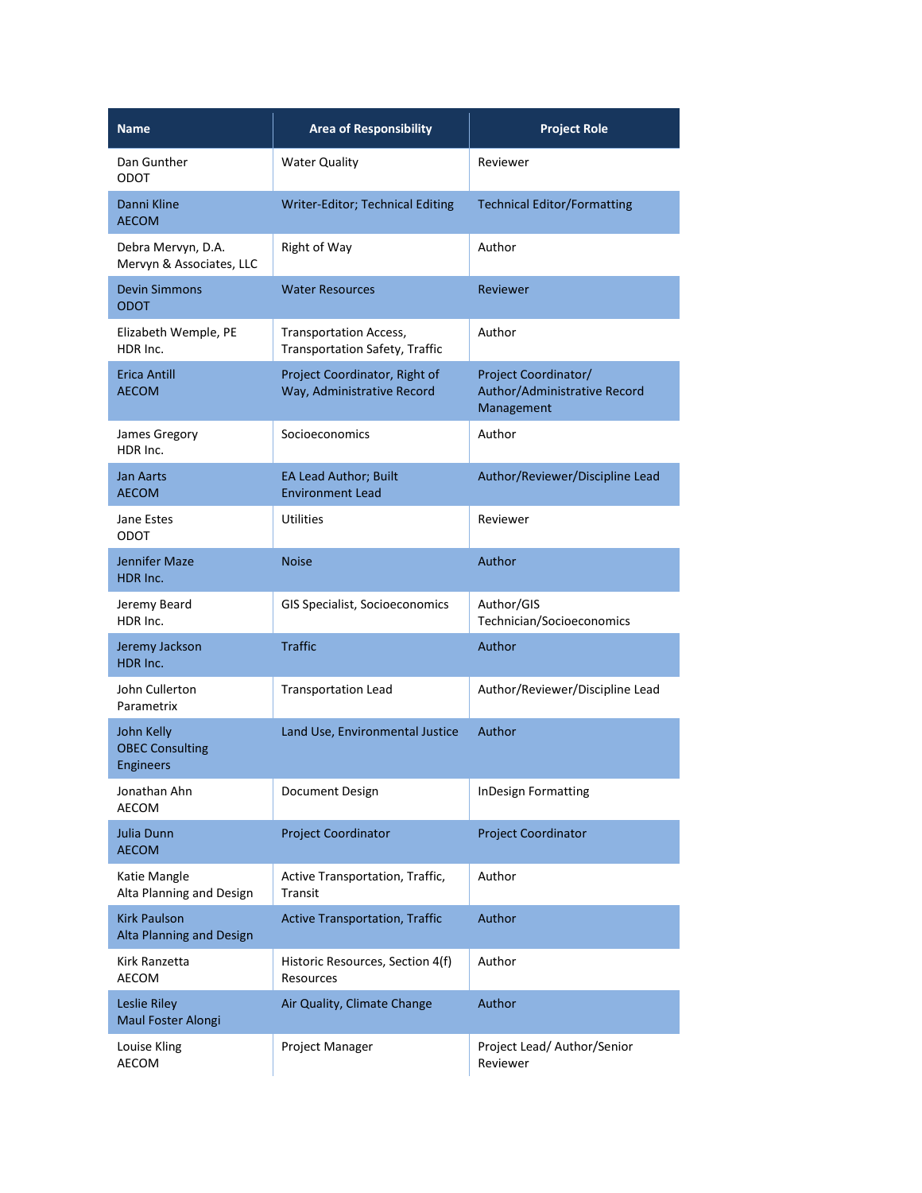| Name | Area of Responsibility | Project Role |
| --- | --- | --- |
| Dan Gunther<br>ODOT | Water Quality | Reviewer |
| Danni Kline<br>AECOM | Writer-Editor; Technical Editing | Technical Editor/Formatting |
| Debra Mervyn, D.A.<br>Mervyn & Associates, LLC | Right of Way | Author |
| Devin Simmons<br>ODOT | Water Resources | Reviewer |
| Elizabeth Wemple, PE<br>HDR Inc. | Transportation Access, Transportation Safety, Traffic | Author |
| Erica Antill<br>AECOM | Project Coordinator, Right of Way, Administrative Record | Project Coordinator/ Author/Administrative Record Management |
| James Gregory<br>HDR Inc. | Socioeconomics | Author |
| Jan Aarts<br>AECOM | EA Lead Author; Built Environment Lead | Author/Reviewer/Discipline Lead |
| Jane Estes<br>ODOT | Utilities | Reviewer |
| Jennifer Maze<br>HDR Inc. | Noise | Author |
| Jeremy Beard<br>HDR Inc. | GIS Specialist, Socioeconomics | Author/GIS Technician/Socioeconomics |
| Jeremy Jackson<br>HDR Inc. | Traffic | Author |
| John Cullerton<br>Parametrix | Transportation Lead | Author/Reviewer/Discipline Lead |
| John Kelly<br>OBEC Consulting Engineers | Land Use, Environmental Justice | Author |
| Jonathan Ahn<br>AECOM | Document Design | InDesign Formatting |
| Julia Dunn<br>AECOM | Project Coordinator | Project Coordinator |
| Katie Mangle<br>Alta Planning and Design | Active Transportation, Traffic, Transit | Author |
| Kirk Paulson<br>Alta Planning and Design | Active Transportation, Traffic | Author |
| Kirk Ranzetta<br>AECOM | Historic Resources, Section 4(f) Resources | Author |
| Leslie Riley<br>Maul Foster Alongi | Air Quality, Climate Change | Author |
| Louise Kling<br>AECOM | Project Manager | Project Lead/ Author/Senior Reviewer |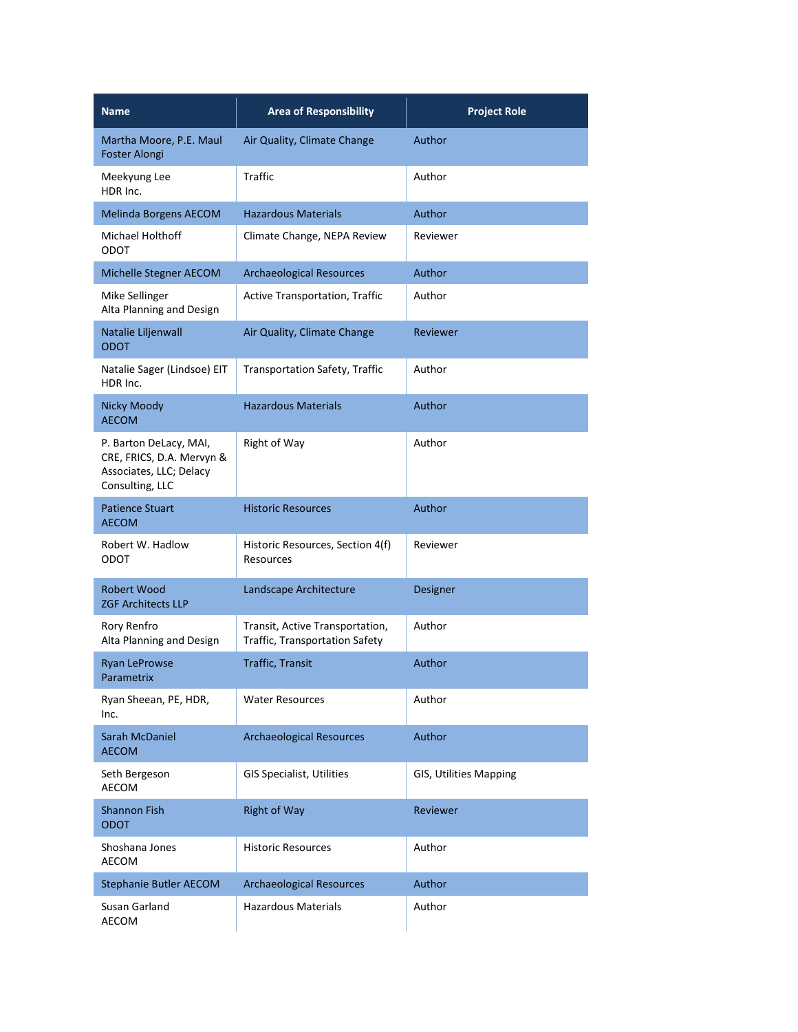| Name | Area of Responsibility | Project Role |
|---|---|---|
| Martha Moore, P.E. Maul Foster Alongi | Air Quality, Climate Change | Author |
| Meekyung Lee HDR Inc. | Traffic | Author |
| Melinda Borgens AECOM | Hazardous Materials | Author |
| Michael Holthoff ODOT | Climate Change, NEPA Review | Reviewer |
| Michelle Stegner AECOM | Archaeological Resources | Author |
| Mike Sellinger Alta Planning and Design | Active Transportation, Traffic | Author |
| Natalie Liljenwall ODOT | Air Quality, Climate Change | Reviewer |
| Natalie Sager (Lindsoe) EIT HDR Inc. | Transportation Safety, Traffic | Author |
| Nicky Moody AECOM | Hazardous Materials | Author |
| P. Barton DeLacy, MAI, CRE, FRICS, D.A. Mervyn & Associates, LLC; Delacy Consulting, LLC | Right of Way | Author |
| Patience Stuart AECOM | Historic Resources | Author |
| Robert W. Hadlow ODOT | Historic Resources, Section 4(f) Resources | Reviewer |
| Robert Wood ZGF Architects LLP | Landscape Architecture | Designer |
| Rory Renfro Alta Planning and Design | Transit, Active Transportation, Traffic, Transportation Safety | Author |
| Ryan LeProwse Parametrix | Traffic, Transit | Author |
| Ryan Sheean, PE, HDR, Inc. | Water Resources | Author |
| Sarah McDaniel AECOM | Archaeological Resources | Author |
| Seth Bergeson AECOM | GIS Specialist, Utilities | GIS, Utilities Mapping |
| Shannon Fish ODOT | Right of Way | Reviewer |
| Shoshana Jones AECOM | Historic Resources | Author |
| Stephanie Butler AECOM | Archaeological Resources | Author |
| Susan Garland AECOM | Hazardous Materials | Author |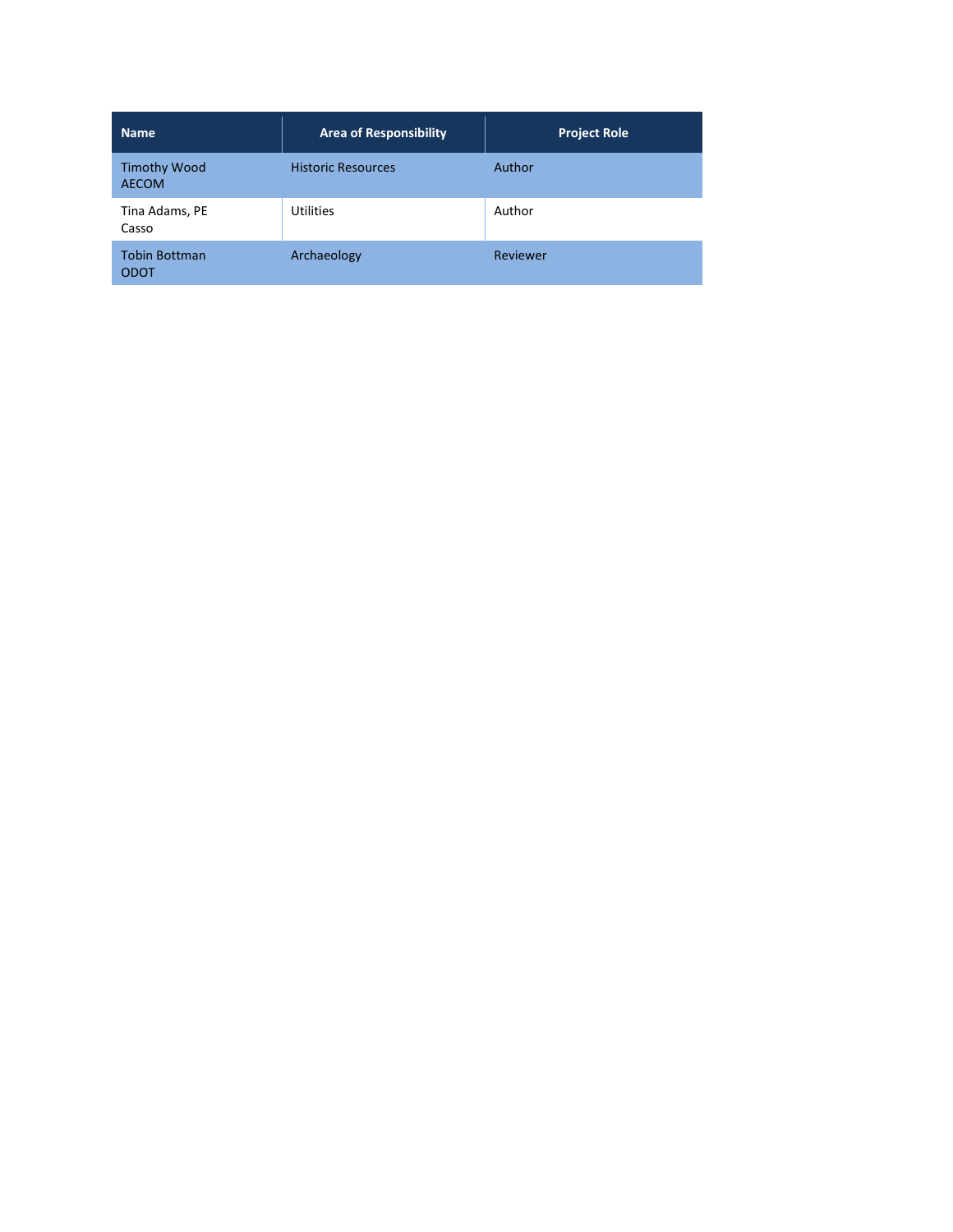| Name | Area of Responsibility | Project Role |
|---|---|---|
| Timothy Wood<br>AECOM | Historic Resources | Author |
| Tina Adams, PE<br>Casso | Utilities | Author |
| Tobin Bottman<br>ODOT | Archaeology | Reviewer |